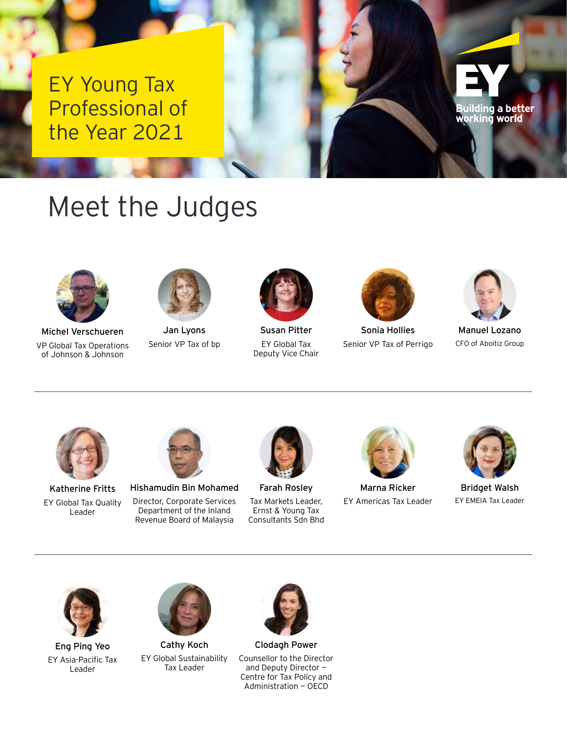# EY Young Tax Professional of the Year 2021

EY

Building a better working world

## Meet the Judges

**Michel Verschueren**
VP Global Tax Operations of Johnson & Johnson

**Jan Lyons**
Senior VP Tax of bp

**Susan Pitter**
EY Global Tax Deputy Vice Chair

**Sonia Hollies**
Senior VP Tax of Perrigo

**Manuel Lozano**
CFO of Aboitiz Group

**Katherine Fritts**
EY Global Tax Quality Leader

**Hishamudin Bin Mohamed**
Director, Corporate Services Department of the Inland Revenue Board of Malaysia

**Farah Rosley**
Tax Markets Leader, Ernst & Young Tax Consultants Sdn Bhd

**Marna Ricker**
EY Americas Tax Leader

**Bridget Walsh**
EY EMEIA Tax Leader

**Eng Ping Yeo**
EY Asia-Pacific Tax Leader

**Cathy Koch**
EY Global Sustainability Tax Leader

**Clodagh Power**
Counsellor to the Director and Deputy Director – Centre for Tax Policy and Administration – OECD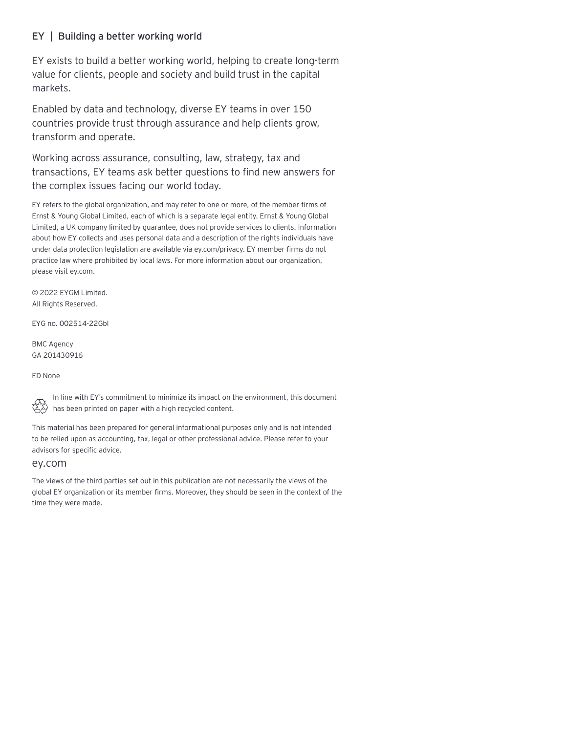## EY | Building a better working world

EY exists to build a better working world, helping to create long-term value for clients, people and society and build trust in the capital markets.

Enabled by data and technology, diverse EY teams in over 150 countries provide trust through assurance and help clients grow, transform and operate.

Working across assurance, consulting, law, strategy, tax and transactions, EY teams ask better questions to find new answers for the complex issues facing our world today.

EY refers to the global organization, and may refer to one or more, of the member firms of Ernst & Young Global Limited, each of which is a separate legal entity. Ernst & Young Global Limited, a UK company limited by guarantee, does not provide services to clients. Information about how EY collects and uses personal data and a description of the rights individuals have under data protection legislation are available via ey.com/privacy. EY member firms do not practice law where prohibited by local laws. For more information about our organization, please visit ey.com.

© 2022 EYGM Limited.
All Rights Reserved.

EYG no. 002514-22Gbl

BMC Agency
GA 201430916

ED None

In line with EY's commitment to minimize its impact on the environment, this document has been printed on paper with a high recycled content.

This material has been prepared for general informational purposes only and is not intended to be relied upon as accounting, tax, legal or other professional advice. Please refer to your advisors for specific advice.

ey.com

The views of the third parties set out in this publication are not necessarily the views of the global EY organization or its member firms. Moreover, they should be seen in the context of the time they were made.